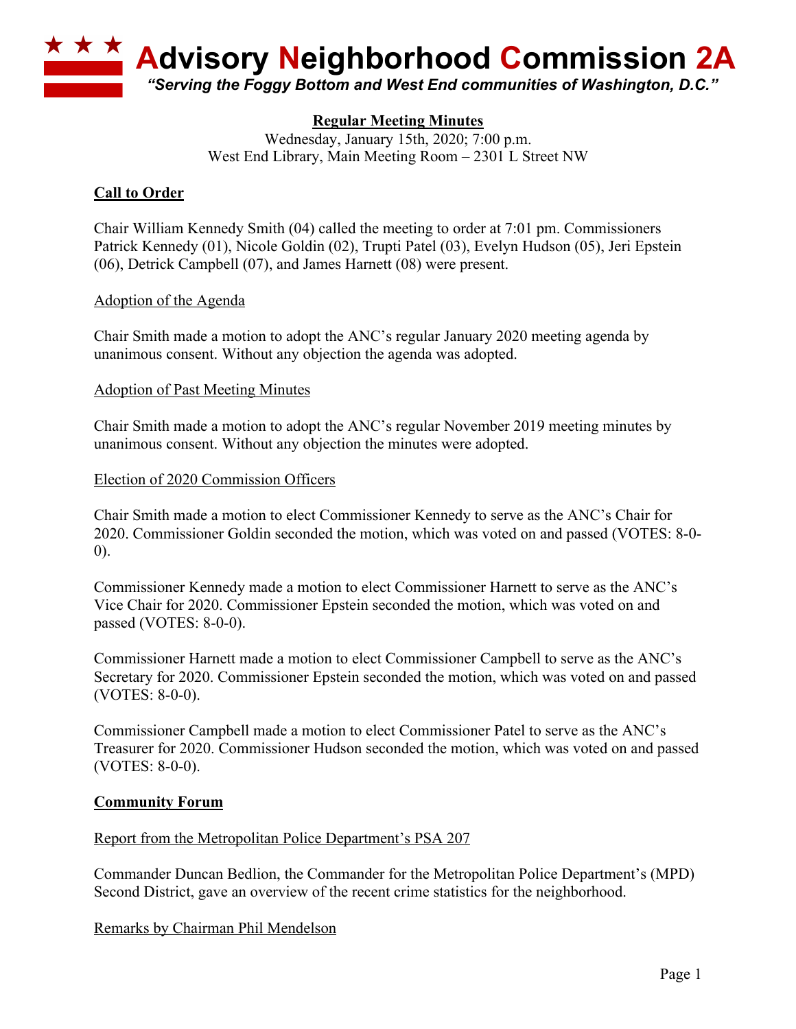# Advisory Neighborhood Commission 2A

*"Serving the Foggy Bottom and West End communities of Washington, D.C."*

**Regular Meeting Minutes**

Wednesday, January 15th, 2020; 7:00 p.m.
West End Library, Main Meeting Room – 2301 L Street NW

## Call to Order

Chair William Kennedy Smith (04) called the meeting to order at 7:01 pm. Commissioners Patrick Kennedy (01), Nicole Goldin (02), Trupti Patel (03), Evelyn Hudson (05), Jeri Epstein (06), Detrick Campbell (07), and James Harnett (08) were present.

### Adoption of the Agenda

Chair Smith made a motion to adopt the ANC's regular January 2020 meeting agenda by unanimous consent. Without any objection the agenda was adopted.

### Adoption of Past Meeting Minutes

Chair Smith made a motion to adopt the ANC's regular November 2019 meeting minutes by unanimous consent. Without any objection the minutes were adopted.

### Election of 2020 Commission Officers

Chair Smith made a motion to elect Commissioner Kennedy to serve as the ANC's Chair for 2020. Commissioner Goldin seconded the motion, which was voted on and passed (VOTES: 8-0-0).

Commissioner Kennedy made a motion to elect Commissioner Harnett to serve as the ANC's Vice Chair for 2020. Commissioner Epstein seconded the motion, which was voted on and passed (VOTES: 8-0-0).

Commissioner Harnett made a motion to elect Commissioner Campbell to serve as the ANC's Secretary for 2020. Commissioner Epstein seconded the motion, which was voted on and passed (VOTES: 8-0-0).

Commissioner Campbell made a motion to elect Commissioner Patel to serve as the ANC's Treasurer for 2020. Commissioner Hudson seconded the motion, which was voted on and passed (VOTES: 8-0-0).

## Community Forum

### Report from the Metropolitan Police Department's PSA 207

Commander Duncan Bedlion, the Commander for the Metropolitan Police Department's (MPD) Second District, gave an overview of the recent crime statistics for the neighborhood.

### Remarks by Chairman Phil Mendelson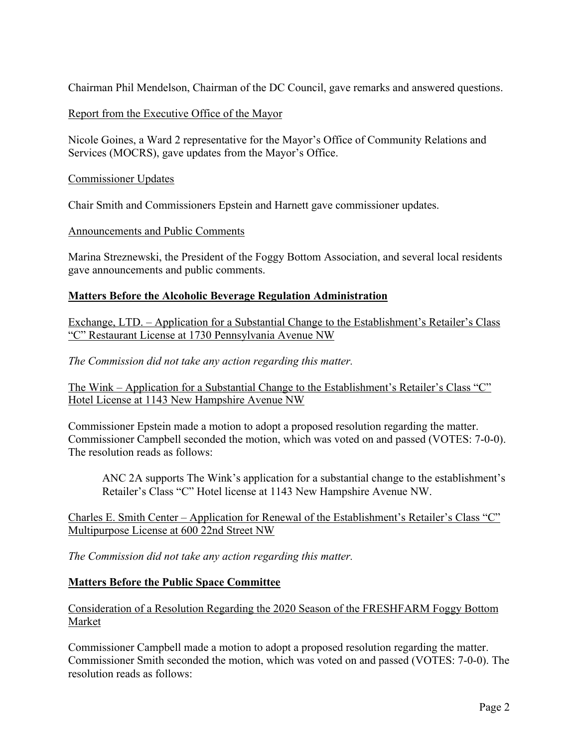Chairman Phil Mendelson, Chairman of the DC Council, gave remarks and answered questions.

<u>Report from the Executive Office of the Mayor</u>

Nicole Goines, a Ward 2 representative for the Mayor's Office of Community Relations and Services (MOCRS), gave updates from the Mayor's Office.

<u>Commissioner Updates</u>

Chair Smith and Commissioners Epstein and Harnett gave commissioner updates.

<u>Announcements and Public Comments</u>

Marina Streznewski, the President of the Foggy Bottom Association, and several local residents gave announcements and public comments.

## **Matters Before the Alcoholic Beverage Regulation Administration**

<u>Exchange, LTD. – Application for a Substantial Change to the Establishment's Retailer's Class "C" Restaurant License at 1730 Pennsylvania Avenue NW</u>

*The Commission did not take any action regarding this matter.*

<u>The Wink – Application for a Substantial Change to the Establishment's Retailer's Class "C" Hotel License at 1143 New Hampshire Avenue NW</u>

Commissioner Epstein made a motion to adopt a proposed resolution regarding the matter. Commissioner Campbell seconded the motion, which was voted on and passed (VOTES: 7-0-0). The resolution reads as follows:

> ANC 2A supports The Wink's application for a substantial change to the establishment's Retailer's Class "C" Hotel license at 1143 New Hampshire Avenue NW.

<u>Charles E. Smith Center – Application for Renewal of the Establishment's Retailer's Class "C" Multipurpose License at 600 22nd Street NW</u>

*The Commission did not take any action regarding this matter.*

## **Matters Before the Public Space Committee**

<u>Consideration of a Resolution Regarding the 2020 Season of the FRESHFARM Foggy Bottom Market</u>

Commissioner Campbell made a motion to adopt a proposed resolution regarding the matter. Commissioner Smith seconded the motion, which was voted on and passed (VOTES: 7-0-0). The resolution reads as follows: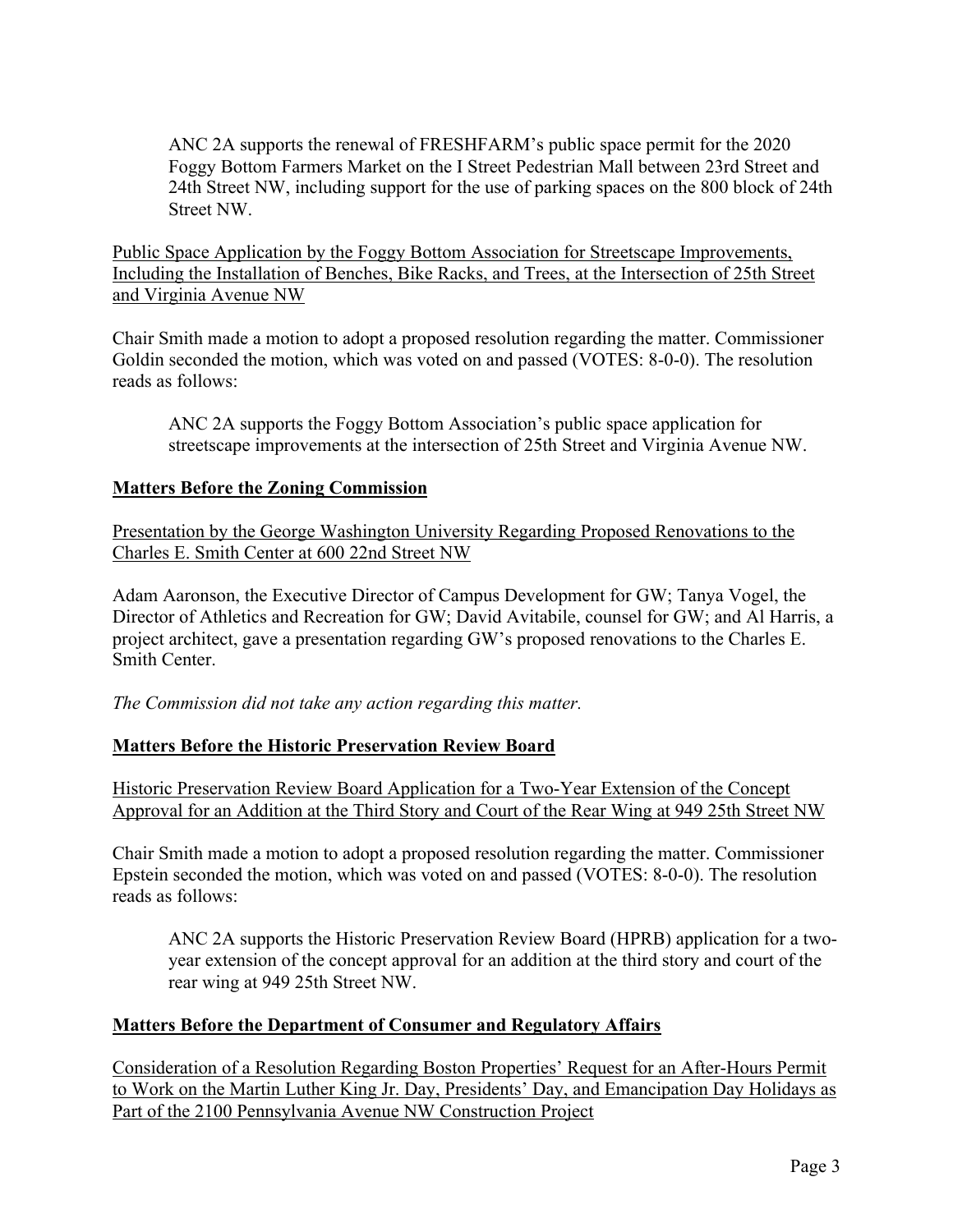> ANC 2A supports the renewal of FRESHFARM's public space permit for the 2020 Foggy Bottom Farmers Market on the I Street Pedestrian Mall between 23rd Street and 24th Street NW, including support for the use of parking spaces on the 800 block of 24th Street NW.

<u>Public Space Application by the Foggy Bottom Association for Streetscape Improvements, Including the Installation of Benches, Bike Racks, and Trees, at the Intersection of 25th Street and Virginia Avenue NW</u>

Chair Smith made a motion to adopt a proposed resolution regarding the matter. Commissioner Goldin seconded the motion, which was voted on and passed (VOTES: 8-0-0). The resolution reads as follows:

> ANC 2A supports the Foggy Bottom Association's public space application for streetscape improvements at the intersection of 25th Street and Virginia Avenue NW.

## Matters Before the Zoning Commission

<u>Presentation by the George Washington University Regarding Proposed Renovations to the Charles E. Smith Center at 600 22nd Street NW</u>

Adam Aaronson, the Executive Director of Campus Development for GW; Tanya Vogel, the Director of Athletics and Recreation for GW; David Avitabile, counsel for GW; and Al Harris, a project architect, gave a presentation regarding GW's proposed renovations to the Charles E. Smith Center.

*The Commission did not take any action regarding this matter.*

## Matters Before the Historic Preservation Review Board

<u>Historic Preservation Review Board Application for a Two-Year Extension of the Concept Approval for an Addition at the Third Story and Court of the Rear Wing at 949 25th Street NW</u>

Chair Smith made a motion to adopt a proposed resolution regarding the matter. Commissioner Epstein seconded the motion, which was voted on and passed (VOTES: 8-0-0). The resolution reads as follows:

> ANC 2A supports the Historic Preservation Review Board (HPRB) application for a two-year extension of the concept approval for an addition at the third story and court of the rear wing at 949 25th Street NW.

## Matters Before the Department of Consumer and Regulatory Affairs

<u>Consideration of a Resolution Regarding Boston Properties' Request for an After-Hours Permit to Work on the Martin Luther King Jr. Day, Presidents' Day, and Emancipation Day Holidays as Part of the 2100 Pennsylvania Avenue NW Construction Project</u>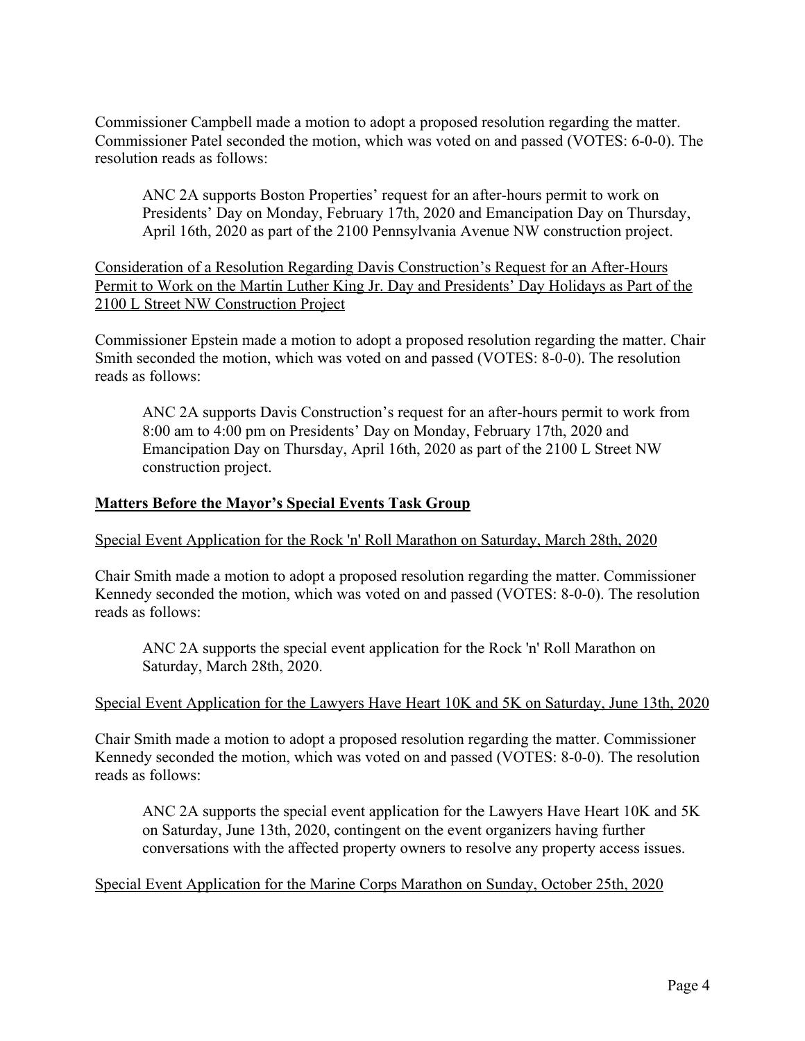Commissioner Campbell made a motion to adopt a proposed resolution regarding the matter. Commissioner Patel seconded the motion, which was voted on and passed (VOTES: 6-0-0). The resolution reads as follows:

> ANC 2A supports Boston Properties' request for an after-hours permit to work on Presidents' Day on Monday, February 17th, 2020 and Emancipation Day on Thursday, April 16th, 2020 as part of the 2100 Pennsylvania Avenue NW construction project.

<u>Consideration of a Resolution Regarding Davis Construction's Request for an After-Hours Permit to Work on the Martin Luther King Jr. Day and Presidents' Day Holidays as Part of the 2100 L Street NW Construction Project</u>

Commissioner Epstein made a motion to adopt a proposed resolution regarding the matter. Chair Smith seconded the motion, which was voted on and passed (VOTES: 8-0-0). The resolution reads as follows:

> ANC 2A supports Davis Construction's request for an after-hours permit to work from 8:00 am to 4:00 pm on Presidents' Day on Monday, February 17th, 2020 and Emancipation Day on Thursday, April 16th, 2020 as part of the 2100 L Street NW construction project.

## **<u>Matters Before the Mayor's Special Events Task Group</u>**

<u>Special Event Application for the Rock 'n' Roll Marathon on Saturday, March 28th, 2020</u>

Chair Smith made a motion to adopt a proposed resolution regarding the matter. Commissioner Kennedy seconded the motion, which was voted on and passed (VOTES: 8-0-0). The resolution reads as follows:

> ANC 2A supports the special event application for the Rock 'n' Roll Marathon on Saturday, March 28th, 2020.

<u>Special Event Application for the Lawyers Have Heart 10K and 5K on Saturday, June 13th, 2020</u>

Chair Smith made a motion to adopt a proposed resolution regarding the matter. Commissioner Kennedy seconded the motion, which was voted on and passed (VOTES: 8-0-0). The resolution reads as follows:

> ANC 2A supports the special event application for the Lawyers Have Heart 10K and 5K on Saturday, June 13th, 2020, contingent on the event organizers having further conversations with the affected property owners to resolve any property access issues.

<u>Special Event Application for the Marine Corps Marathon on Sunday, October 25th, 2020</u>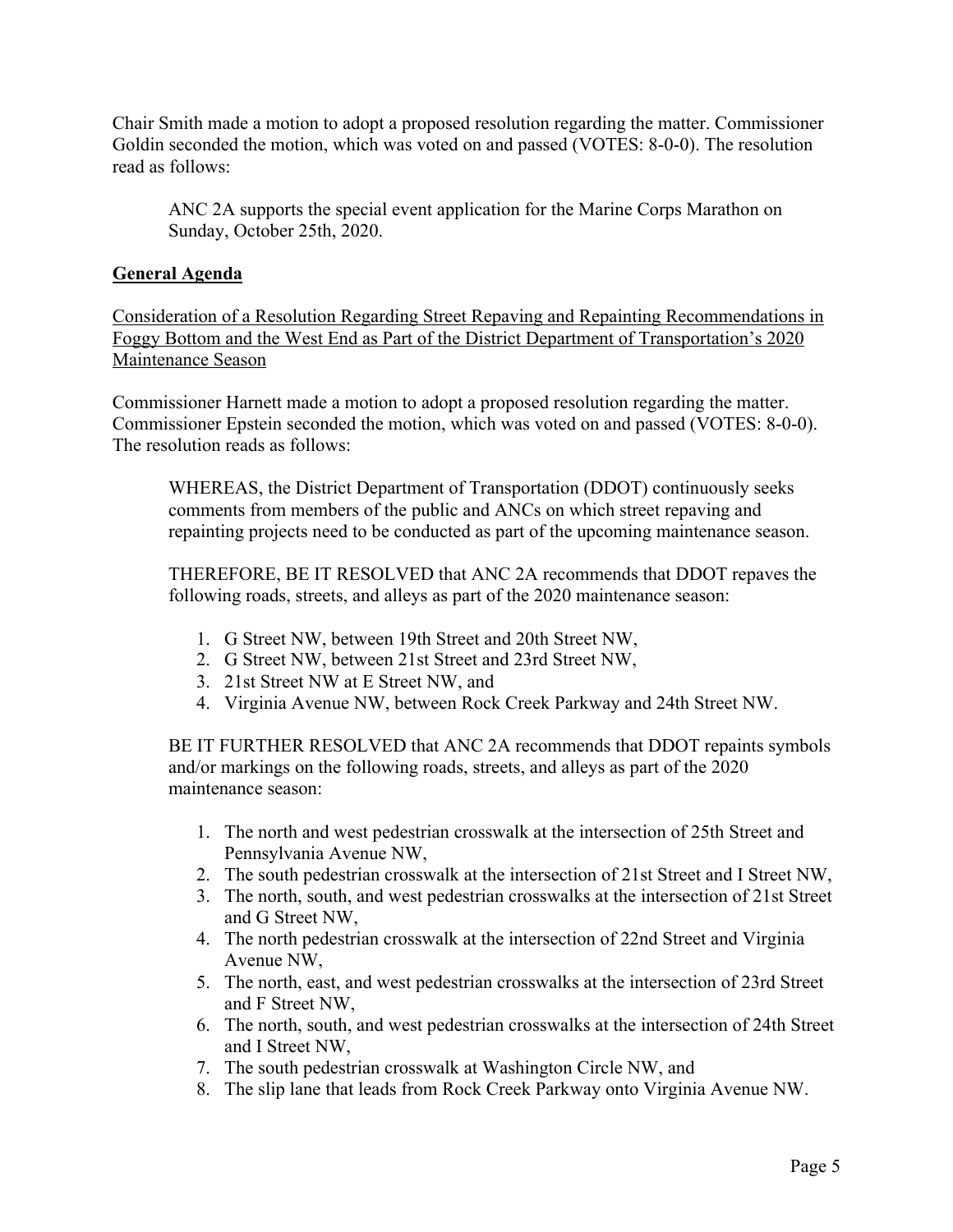Chair Smith made a motion to adopt a proposed resolution regarding the matter. Commissioner Goldin seconded the motion, which was voted on and passed (VOTES: 8-0-0). The resolution read as follows:

> ANC 2A supports the special event application for the Marine Corps Marathon on Sunday, October 25th, 2020.

## General Agenda

Consideration of a Resolution Regarding Street Repaving and Repainting Recommendations in Foggy Bottom and the West End as Part of the District Department of Transportation's 2020 Maintenance Season

Commissioner Harnett made a motion to adopt a proposed resolution regarding the matter. Commissioner Epstein seconded the motion, which was voted on and passed (VOTES: 8-0-0). The resolution reads as follows:

> WHEREAS, the District Department of Transportation (DDOT) continuously seeks comments from members of the public and ANCs on which street repaving and repainting projects need to be conducted as part of the upcoming maintenance season.
>
> THEREFORE, BE IT RESOLVED that ANC 2A recommends that DDOT repaves the following roads, streets, and alleys as part of the 2020 maintenance season:
>
> 1. G Street NW, between 19th Street and 20th Street NW,
> 2. G Street NW, between 21st Street and 23rd Street NW,
> 3. 21st Street NW at E Street NW, and
> 4. Virginia Avenue NW, between Rock Creek Parkway and 24th Street NW.
>
> BE IT FURTHER RESOLVED that ANC 2A recommends that DDOT repaints symbols and/or markings on the following roads, streets, and alleys as part of the 2020 maintenance season:
>
> 1. The north and west pedestrian crosswalk at the intersection of 25th Street and Pennsylvania Avenue NW,
> 2. The south pedestrian crosswalk at the intersection of 21st Street and I Street NW,
> 3. The north, south, and west pedestrian crosswalks at the intersection of 21st Street and G Street NW,
> 4. The north pedestrian crosswalk at the intersection of 22nd Street and Virginia Avenue NW,
> 5. The north, east, and west pedestrian crosswalks at the intersection of 23rd Street and F Street NW,
> 6. The north, south, and west pedestrian crosswalks at the intersection of 24th Street and I Street NW,
> 7. The south pedestrian crosswalk at Washington Circle NW, and
> 8. The slip lane that leads from Rock Creek Parkway onto Virginia Avenue NW.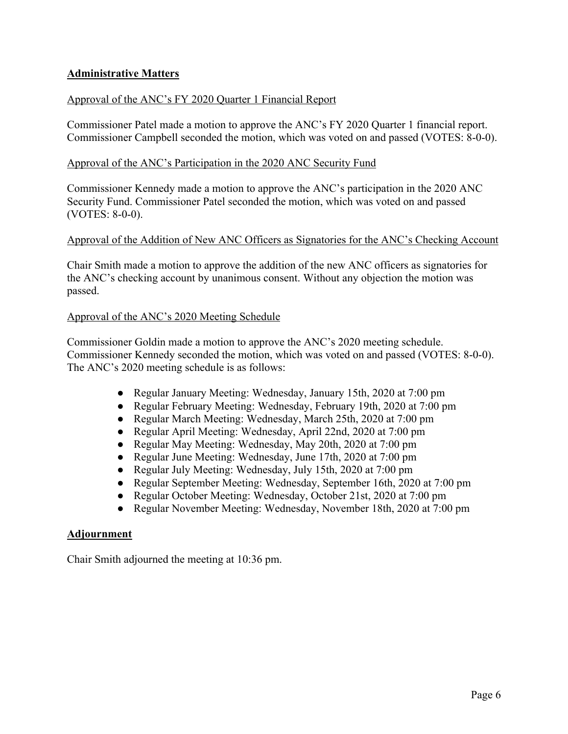## Administrative Matters

Approval of the ANC's FY 2020 Quarter 1 Financial Report

Commissioner Patel made a motion to approve the ANC's FY 2020 Quarter 1 financial report. Commissioner Campbell seconded the motion, which was voted on and passed (VOTES: 8-0-0).

Approval of the ANC's Participation in the 2020 ANC Security Fund

Commissioner Kennedy made a motion to approve the ANC's participation in the 2020 ANC Security Fund. Commissioner Patel seconded the motion, which was voted on and passed (VOTES: 8-0-0).

Approval of the Addition of New ANC Officers as Signatories for the ANC's Checking Account

Chair Smith made a motion to approve the addition of the new ANC officers as signatories for the ANC's checking account by unanimous consent. Without any objection the motion was passed.

Approval of the ANC's 2020 Meeting Schedule

Commissioner Goldin made a motion to approve the ANC's 2020 meeting schedule. Commissioner Kennedy seconded the motion, which was voted on and passed (VOTES: 8-0-0). The ANC's 2020 meeting schedule is as follows:

- Regular January Meeting: Wednesday, January 15th, 2020 at 7:00 pm
- Regular February Meeting: Wednesday, February 19th, 2020 at 7:00 pm
- Regular March Meeting: Wednesday, March 25th, 2020 at 7:00 pm
- Regular April Meeting: Wednesday, April 22nd, 2020 at 7:00 pm
- Regular May Meeting: Wednesday, May 20th, 2020 at 7:00 pm
- Regular June Meeting: Wednesday, June 17th, 2020 at 7:00 pm
- Regular July Meeting: Wednesday, July 15th, 2020 at 7:00 pm
- Regular September Meeting: Wednesday, September 16th, 2020 at 7:00 pm
- Regular October Meeting: Wednesday, October 21st, 2020 at 7:00 pm
- Regular November Meeting: Wednesday, November 18th, 2020 at 7:00 pm

## Adjournment

Chair Smith adjourned the meeting at 10:36 pm.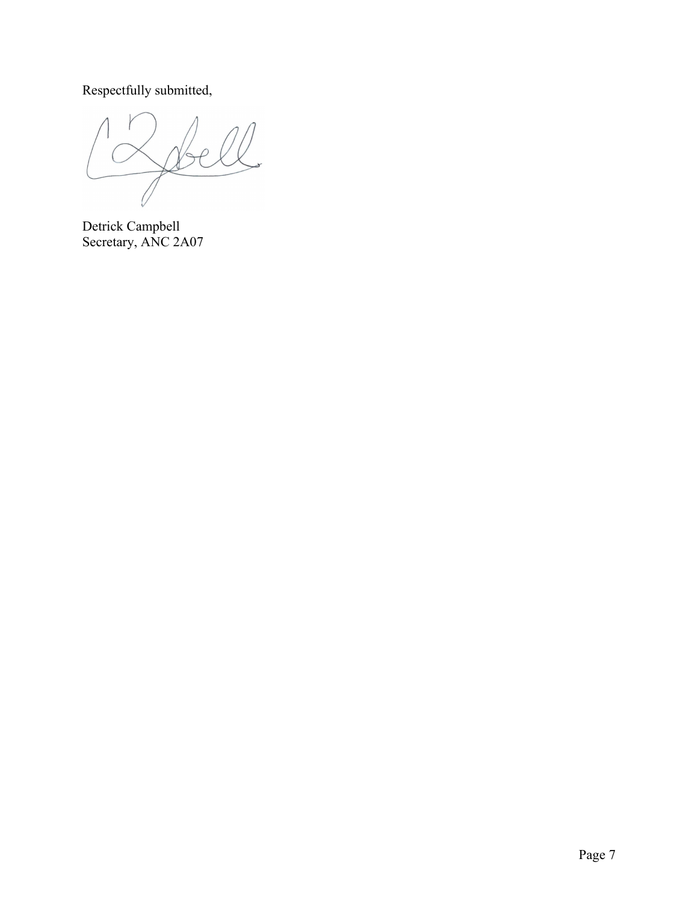Respectfully submitted,

Detrick Campbell
Secretary, ANC 2A07